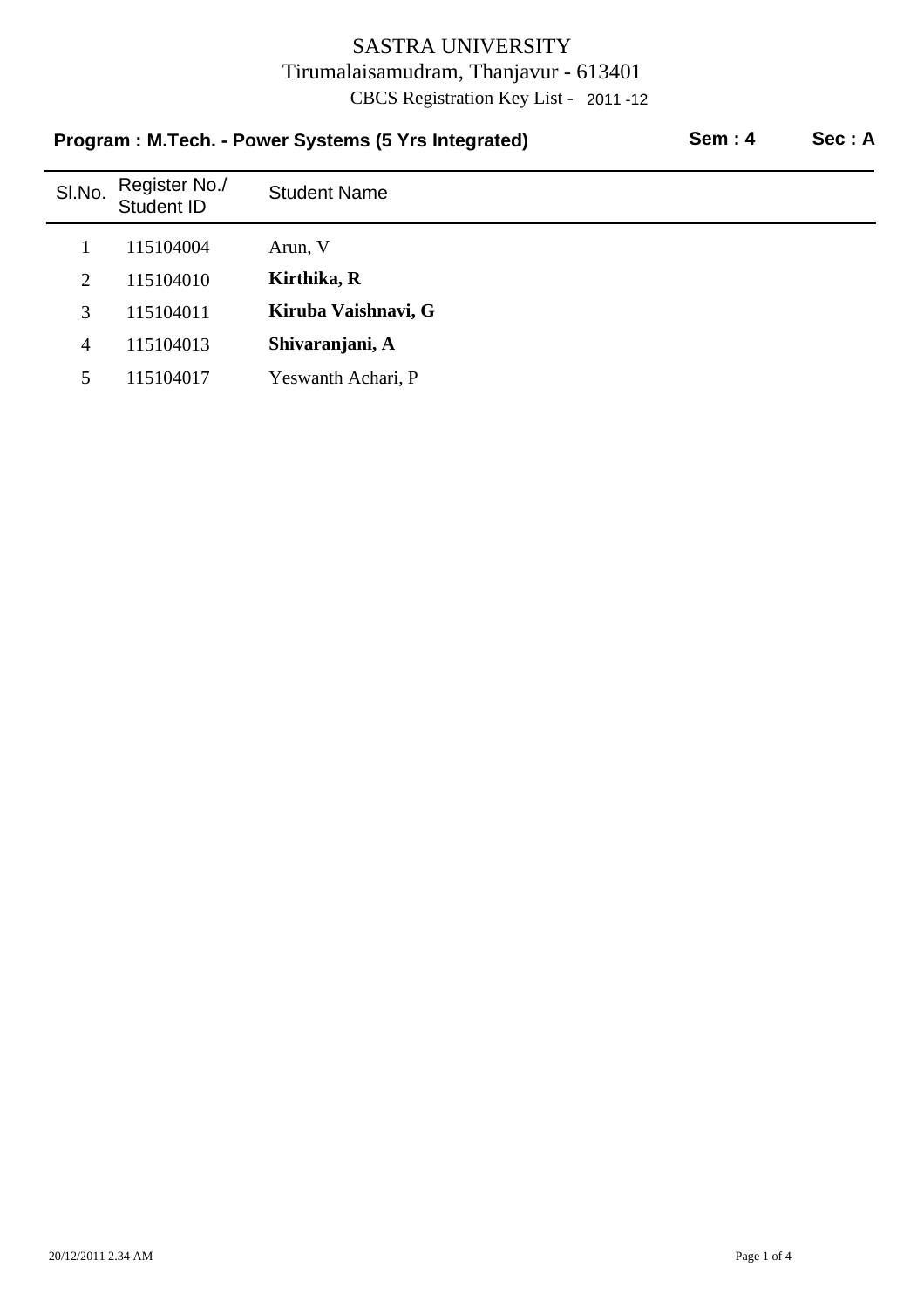# SASTRA UNIVERSITY

Tirumalaisamudram, Thanjavur - 613401

CBCS Registration Key List - 2011 -12

**Program : M.Tech. - Power Systems (5 Yrs Integrated)** **Sem : 4** **Sec : A**

| Sl.No. | Register No./ Student ID | Student Name |
|---|---|---|
| 1 | 115104004 | Arun, V |
| 2 | 115104010 | **Kirthika, R** |
| 3 | 115104011 | **Kiruba Vaishnavi, G** |
| 4 | 115104013 | **Shivaranjani, A** |
| 5 | 115104017 | Yeswanth Achari, P |

20/12/2011 2.34 AM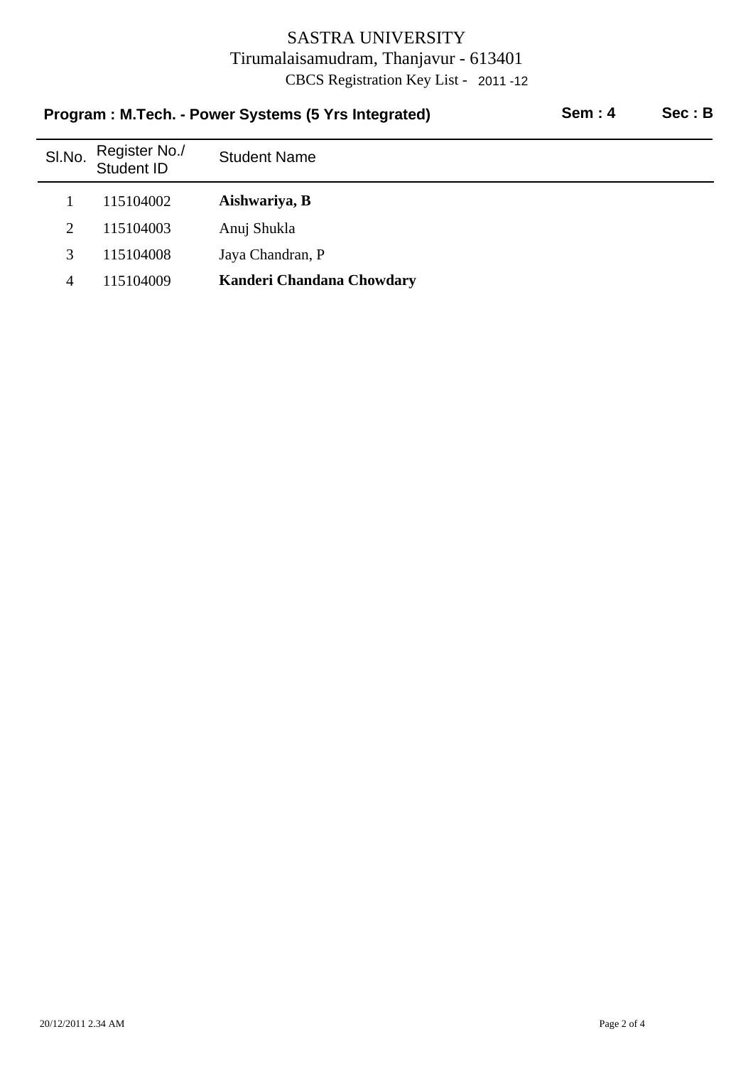# SASTRA UNIVERSITY

Tirumalaisamudram, Thanjavur - 613401

CBCS Registration Key List - 2011 -12

**Program : M.Tech. - Power Systems (5 Yrs Integrated)** **Sem : 4** **Sec : B**

| Sl.No. | Register No./ Student ID | Student Name |
|---|---|---|
| 1 | 115104002 | **Aishwariya, B** |
| 2 | 115104003 | Anuj Shukla |
| 3 | 115104008 | Jaya Chandran, P |
| 4 | 115104009 | **Kanderi Chandana Chowdary** |

20/12/2011 2.34 AM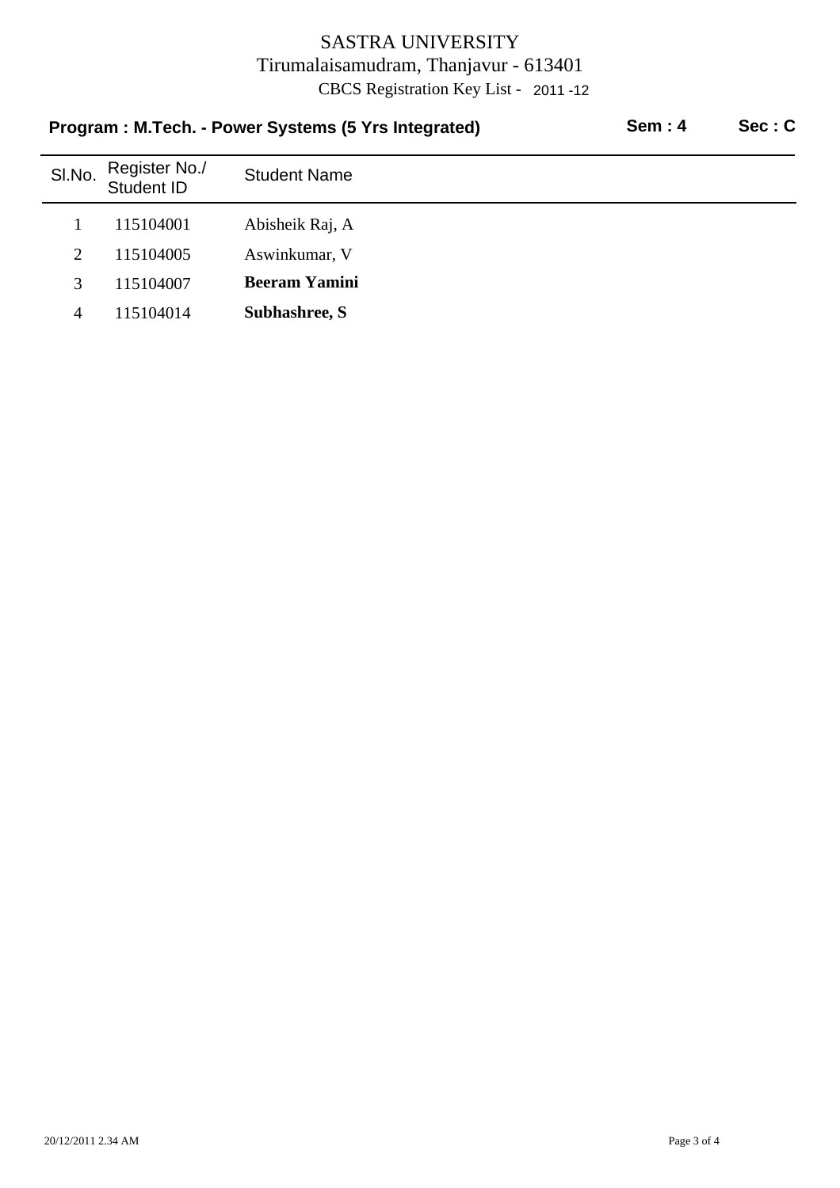# SASTRA UNIVERSITY

Tirumalaisamudram, Thanjavur - 613401

CBCS Registration Key List - 2011 -12

**Program : M.Tech. - Power Systems (5 Yrs Integrated)** **Sem : 4** **Sec : C**

| Sl.No. | Register No./ Student ID | Student Name |
|---|---|---|
| 1 | 115104001 | Abisheik Raj, A |
| 2 | 115104005 | Aswinkumar, V |
| 3 | 115104007 | **Beeram Yamini** |
| 4 | 115104014 | **Subhashree, S** |

20/12/2011 2.34 AM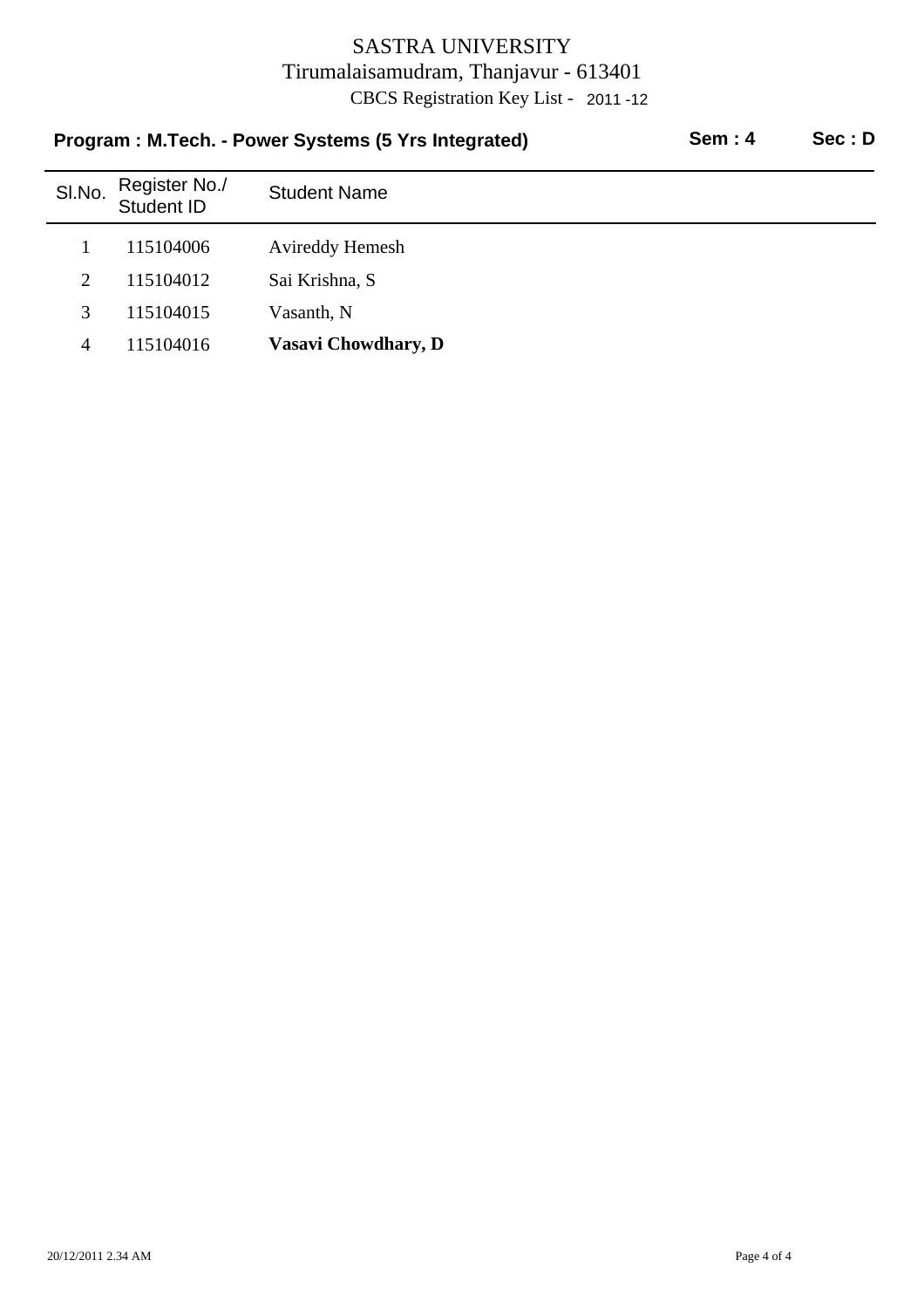# SASTRA UNIVERSITY

Tirumalaisamudram, Thanjavur - 613401

CBCS Registration Key List - 2011 -12

**Program : M.Tech. - Power Systems (5 Yrs Integrated)** **Sem : 4** **Sec : D**

| Sl.No. | Register No./ Student ID | Student Name |
|---|---|---|
| 1 | 115104006 | Avireddy Hemesh |
| 2 | 115104012 | Sai Krishna, S |
| 3 | 115104015 | Vasanth, N |
| 4 | 115104016 | **Vasavi Chowdhary, D** |

20/12/2011 2.34 AM